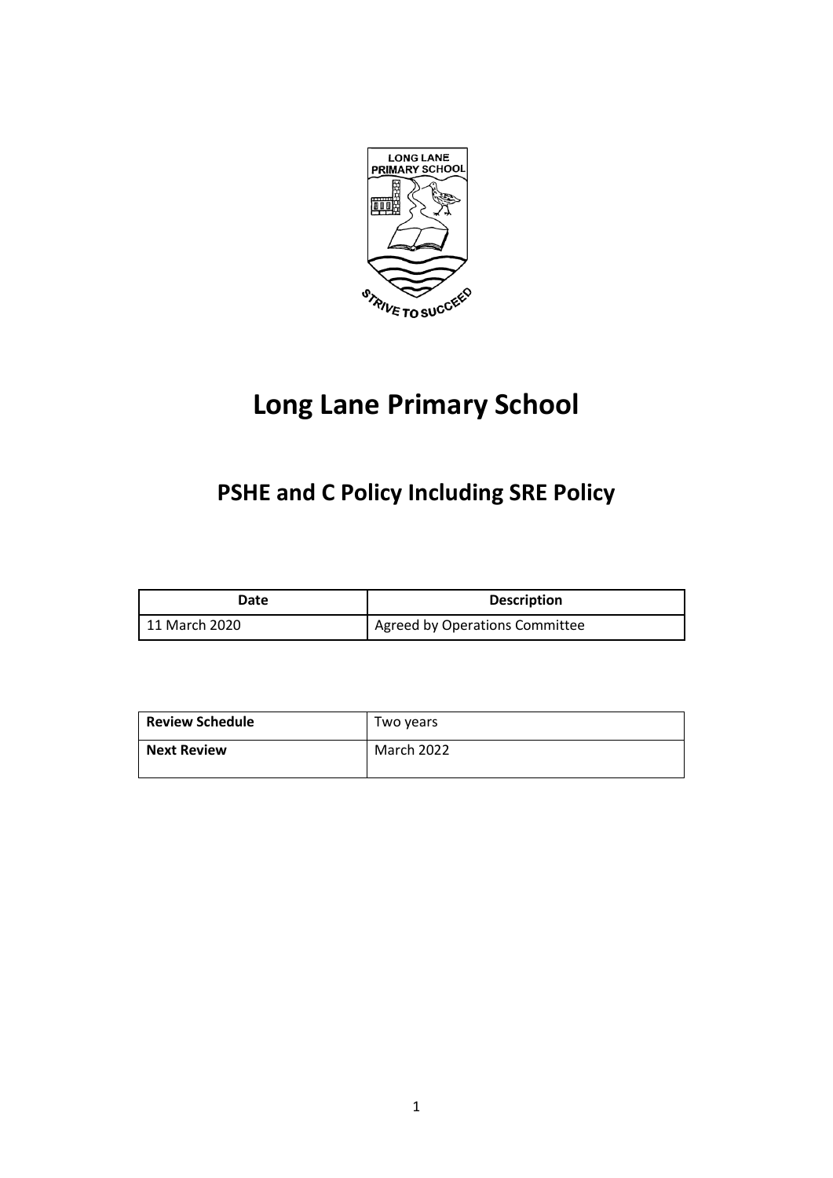# Long Lane Primary School

## PSHE and C Policy Including SRE Policy

| Date | Description |
| --- | --- |
| 11 March 2020 | Agreed by Operations Committee |

| **Review Schedule** | Two years |
| --- | --- |
| **Next Review** | March 2022 |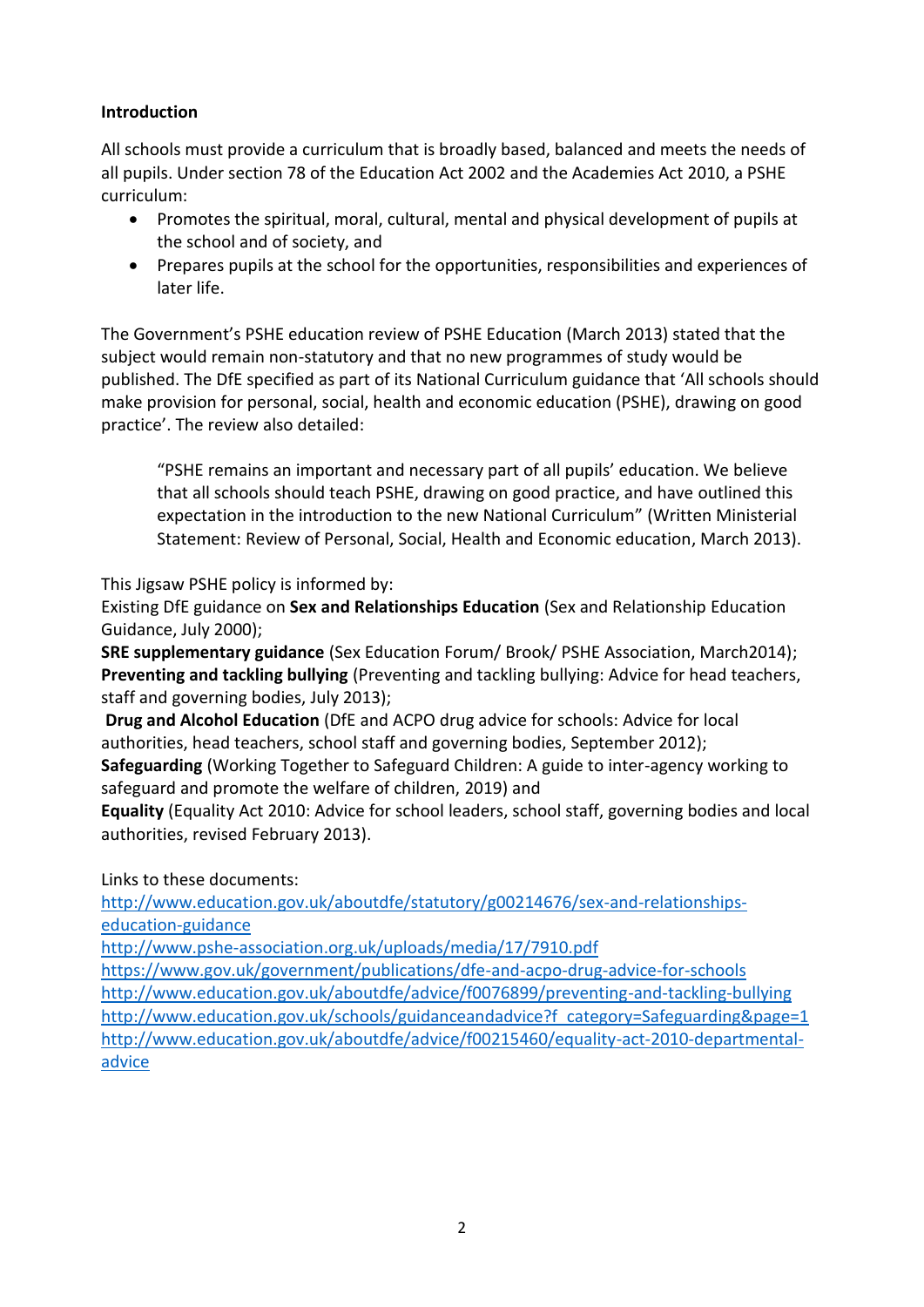**Introduction**

All schools must provide a curriculum that is broadly based, balanced and meets the needs of all pupils. Under section 78 of the Education Act 2002 and the Academies Act 2010, a PSHE curriculum:

- Promotes the spiritual, moral, cultural, mental and physical development of pupils at the school and of society, and
- Prepares pupils at the school for the opportunities, responsibilities and experiences of later life.

The Government's PSHE education review of PSHE Education (March 2013) stated that the subject would remain non-statutory and that no new programmes of study would be published. The DfE specified as part of its National Curriculum guidance that 'All schools should make provision for personal, social, health and economic education (PSHE), drawing on good practice'. The review also detailed:

> "PSHE remains an important and necessary part of all pupils' education. We believe that all schools should teach PSHE, drawing on good practice, and have outlined this expectation in the introduction to the new National Curriculum" (Written Ministerial Statement: Review of Personal, Social, Health and Economic education, March 2013).

This Jigsaw PSHE policy is informed by:
Existing DfE guidance on **Sex and Relationships Education** (Sex and Relationship Education Guidance, July 2000);
**SRE supplementary guidance** (Sex Education Forum/ Brook/ PSHE Association, March2014);
**Preventing and tackling bullying** (Preventing and tackling bullying: Advice for head teachers, staff and governing bodies, July 2013);
**Drug and Alcohol Education** (DfE and ACPO drug advice for schools: Advice for local authorities, head teachers, school staff and governing bodies, September 2012);
**Safeguarding** (Working Together to Safeguard Children: A guide to inter-agency working to safeguard and promote the welfare of children, 2019) and
**Equality** (Equality Act 2010: Advice for school leaders, school staff, governing bodies and local authorities, revised February 2013).

Links to these documents:
http://www.education.gov.uk/aboutdfe/statutory/g00214676/sex-and-relationships-education-guidance
http://www.pshe-association.org.uk/uploads/media/17/7910.pdf
https://www.gov.uk/government/publications/dfe-and-acpo-drug-advice-for-schools
http://www.education.gov.uk/aboutdfe/advice/f0076899/preventing-and-tackling-bullying
http://www.education.gov.uk/schools/guidanceandadvice?f_category=Safeguarding&page=1
http://www.education.gov.uk/aboutdfe/advice/f00215460/equality-act-2010-departmental-advice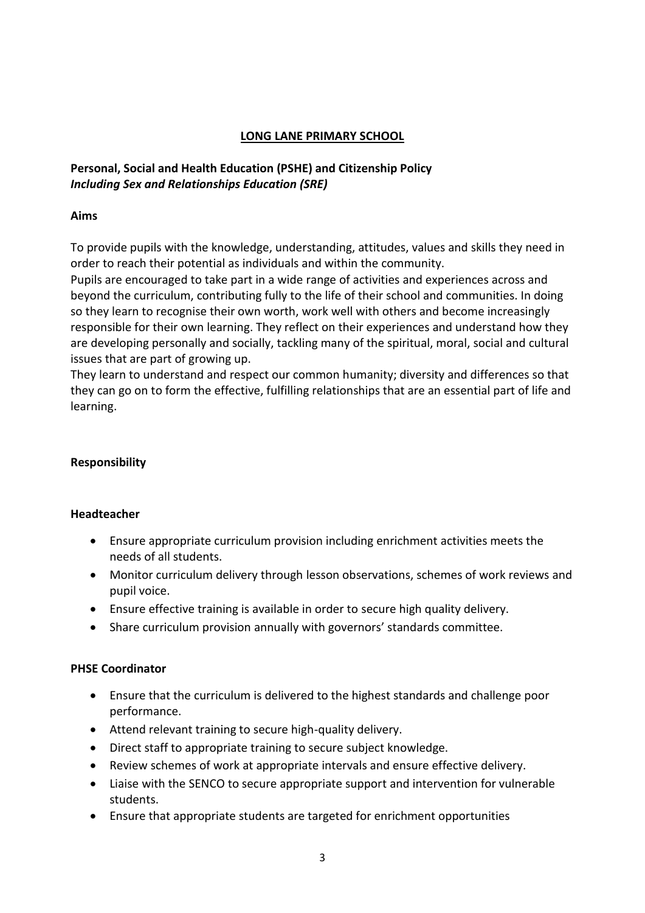# LONG LANE PRIMARY SCHOOL

## Personal, Social and Health Education (PSHE) and Citizenship Policy
***Including Sex and Relationships Education (SRE)***

### Aims

To provide pupils with the knowledge, understanding, attitudes, values and skills they need in order to reach their potential as individuals and within the community.

Pupils are encouraged to take part in a wide range of activities and experiences across and beyond the curriculum, contributing fully to the life of their school and communities. In doing so they learn to recognise their own worth, work well with others and become increasingly responsible for their own learning. They reflect on their experiences and understand how they are developing personally and socially, tackling many of the spiritual, moral, social and cultural issues that are part of growing up.

They learn to understand and respect our common humanity; diversity and differences so that they can go on to form the effective, fulfilling relationships that are an essential part of life and learning.

### Responsibility

#### Headteacher

- Ensure appropriate curriculum provision including enrichment activities meets the needs of all students.
- Monitor curriculum delivery through lesson observations, schemes of work reviews and pupil voice.
- Ensure effective training is available in order to secure high quality delivery.
- Share curriculum provision annually with governors' standards committee.

#### PHSE Coordinator

- Ensure that the curriculum is delivered to the highest standards and challenge poor performance.
- Attend relevant training to secure high-quality delivery.
- Direct staff to appropriate training to secure subject knowledge.
- Review schemes of work at appropriate intervals and ensure effective delivery.
- Liaise with the SENCO to secure appropriate support and intervention for vulnerable students.
- Ensure that appropriate students are targeted for enrichment opportunities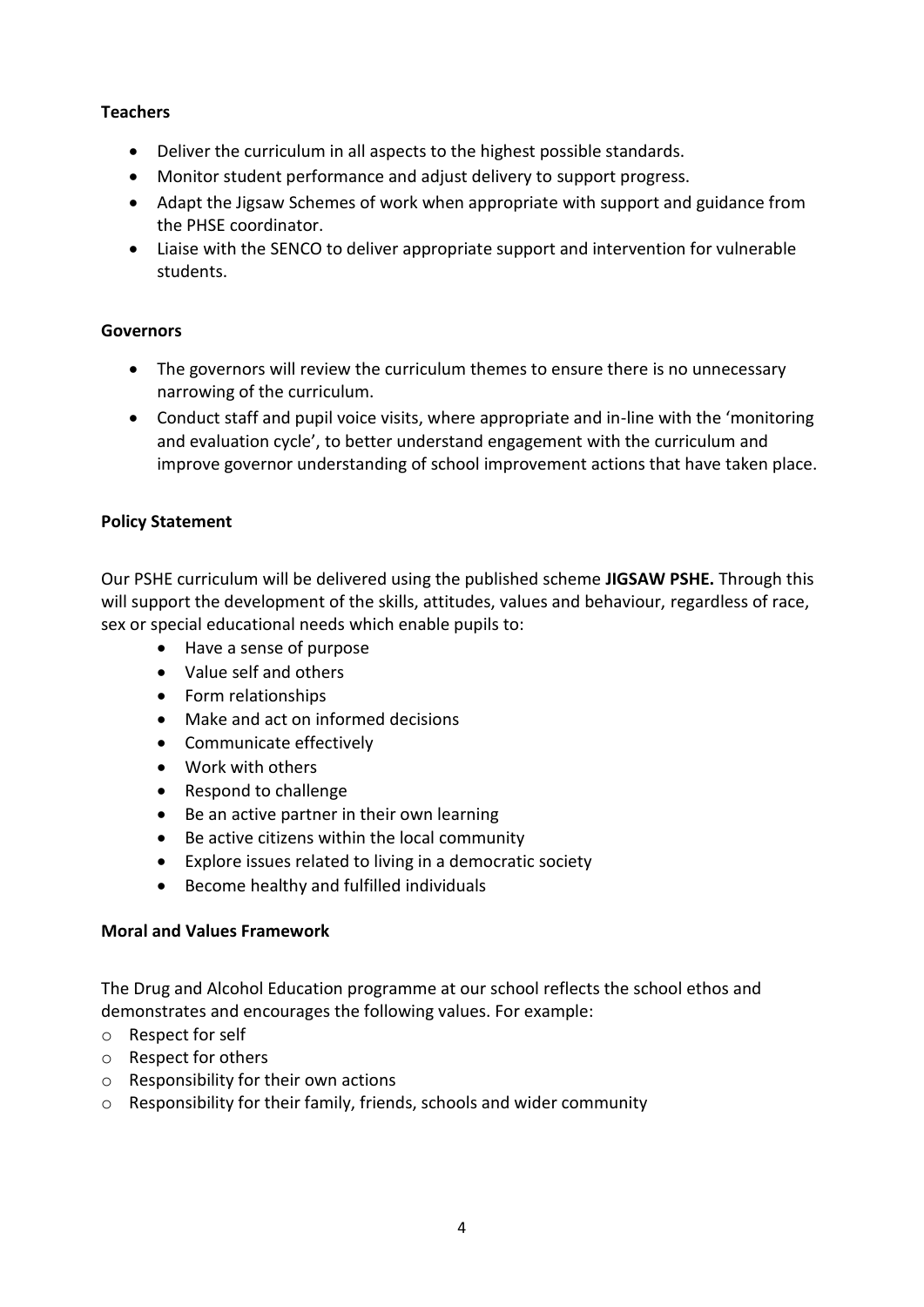**Teachers**

- Deliver the curriculum in all aspects to the highest possible standards.
- Monitor student performance and adjust delivery to support progress.
- Adapt the Jigsaw Schemes of work when appropriate with support and guidance from the PHSE coordinator.
- Liaise with the SENCO to deliver appropriate support and intervention for vulnerable students.

**Governors**

- The governors will review the curriculum themes to ensure there is no unnecessary narrowing of the curriculum.
- Conduct staff and pupil voice visits, where appropriate and in-line with the 'monitoring and evaluation cycle', to better understand engagement with the curriculum and improve governor understanding of school improvement actions that have taken place.

**Policy Statement**

Our PSHE curriculum will be delivered using the published scheme **JIGSAW PSHE.** Through this will support the development of the skills, attitudes, values and behaviour, regardless of race, sex or special educational needs which enable pupils to:

- Have a sense of purpose
- Value self and others
- Form relationships
- Make and act on informed decisions
- Communicate effectively
- Work with others
- Respond to challenge
- Be an active partner in their own learning
- Be active citizens within the local community
- Explore issues related to living in a democratic society
- Become healthy and fulfilled individuals

**Moral and Values Framework**

The Drug and Alcohol Education programme at our school reflects the school ethos and demonstrates and encourages the following values. For example:

- Respect for self
- Respect for others
- Responsibility for their own actions
- Responsibility for their family, friends, schools and wider community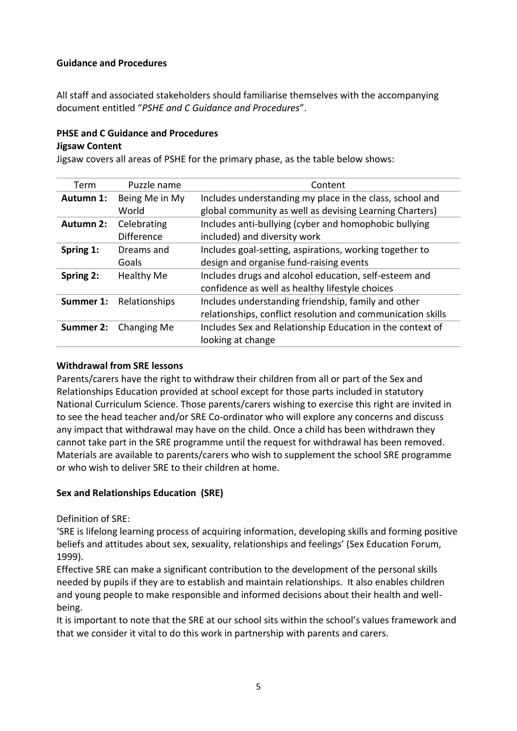**Guidance and Procedures**

All staff and associated stakeholders should familiarise themselves with the accompanying document entitled "*PSHE and C Guidance and Procedures*".

**PHSE and C Guidance and Procedures**

**Jigsaw Content**

Jigsaw covers all areas of PSHE for the primary phase, as the table below shows:

| Term | Puzzle name | Content |
|---|---|---|
| **Autumn 1:** | Being Me in My World | Includes understanding my place in the class, school and global community as well as devising Learning Charters) |
| **Autumn 2:** | Celebrating Difference | Includes anti-bullying (cyber and homophobic bullying included) and diversity work |
| **Spring 1:** | Dreams and Goals | Includes goal-setting, aspirations, working together to design and organise fund-raising events |
| **Spring 2:** | Healthy Me | Includes drugs and alcohol education, self-esteem and confidence as well as healthy lifestyle choices |
| **Summer 1:** | Relationships | Includes understanding friendship, family and other relationships, conflict resolution and communication skills |
| **Summer 2:** | Changing Me | Includes Sex and Relationship Education in the context of looking at change |

**Withdrawal from SRE lessons**

Parents/carers have the right to withdraw their children from all or part of the Sex and Relationships Education provided at school except for those parts included in statutory National Curriculum Science. Those parents/carers wishing to exercise this right are invited in to see the head teacher and/or SRE Co-ordinator who will explore any concerns and discuss any impact that withdrawal may have on the child. Once a child has been withdrawn they cannot take part in the SRE programme until the request for withdrawal has been removed. Materials are available to parents/carers who wish to supplement the school SRE programme or who wish to deliver SRE to their children at home.

**Sex and Relationships Education (SRE)**

Definition of SRE:

'SRE is lifelong learning process of acquiring information, developing skills and forming positive beliefs and attitudes about sex, sexuality, relationships and feelings' (Sex Education Forum, 1999).

Effective SRE can make a significant contribution to the development of the personal skills needed by pupils if they are to establish and maintain relationships. It also enables children and young people to make responsible and informed decisions about their health and well-being.

It is important to note that the SRE at our school sits within the school's values framework and that we consider it vital to do this work in partnership with parents and carers.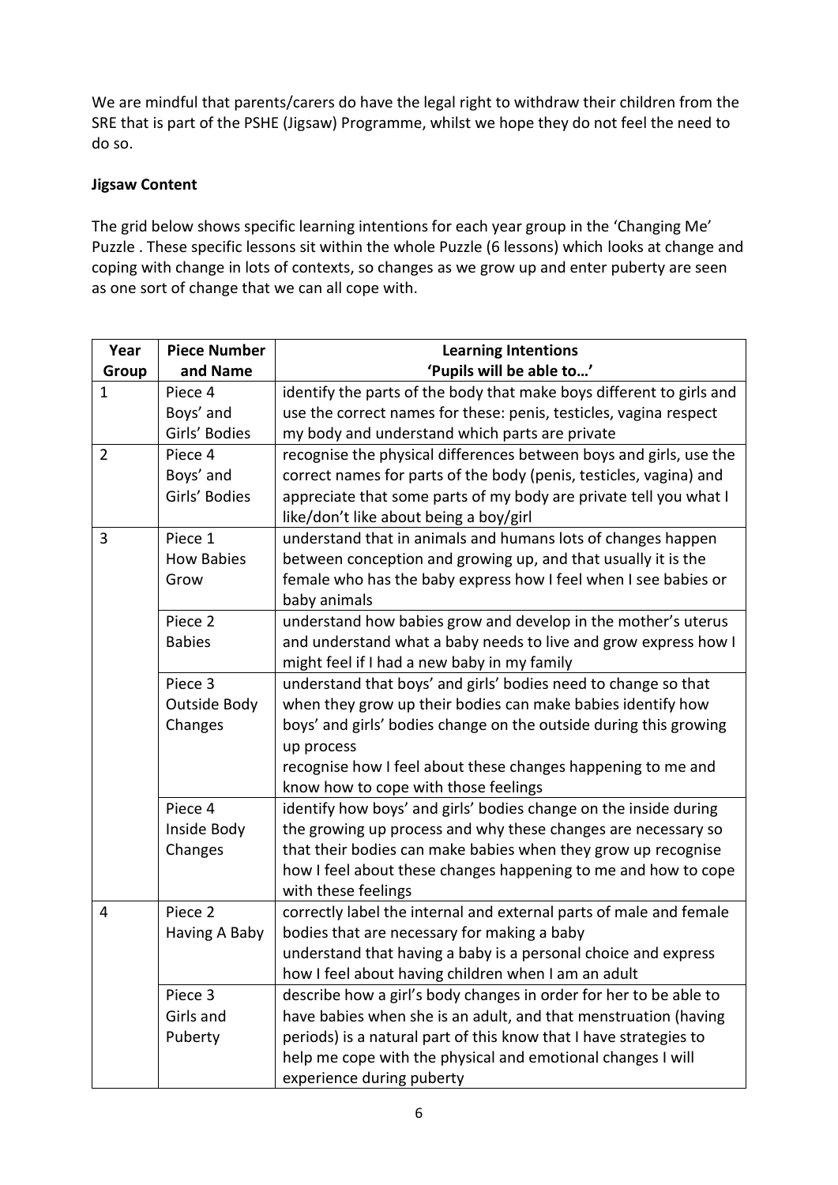We are mindful that parents/carers do have the legal right to withdraw their children from the SRE that is part of the PSHE (Jigsaw) Programme, whilst we hope they do not feel the need to do so.

**Jigsaw Content**

The grid below shows specific learning intentions for each year group in the 'Changing Me' Puzzle . These specific lessons sit within the whole Puzzle (6 lessons) which looks at change and coping with change in lots of contexts, so changes as we grow up and enter puberty are seen as one sort of change that we can all cope with.

| Year Group | Piece Number and Name | Learning Intentions 'Pupils will be able to…' |
|---|---|---|
| 1 | Piece 4 Boys' and Girls' Bodies | identify the parts of the body that make boys different to girls and use the correct names for these: penis, testicles, vagina respect my body and understand which parts are private |
| 2 | Piece 4 Boys' and Girls' Bodies | recognise the physical differences between boys and girls, use the correct names for parts of the body (penis, testicles, vagina) and appreciate that some parts of my body are private tell you what I like/don't like about being a boy/girl |
| 3 | Piece 1 How Babies Grow | understand that in animals and humans lots of changes happen between conception and growing up, and that usually it is the female who has the baby express how I feel when I see babies or baby animals |
| | Piece 2 Babies | understand how babies grow and develop in the mother's uterus and understand what a baby needs to live and grow express how I might feel if I had a new baby in my family |
| | Piece 3 Outside Body Changes | understand that boys' and girls' bodies need to change so that when they grow up their bodies can make babies identify how boys' and girls' bodies change on the outside during this growing up process<br>recognise how I feel about these changes happening to me and know how to cope with those feelings |
| | Piece 4 Inside Body Changes | identify how boys' and girls' bodies change on the inside during the growing up process and why these changes are necessary so that their bodies can make babies when they grow up recognise how I feel about these changes happening to me and how to cope with these feelings |
| 4 | Piece 2 Having A Baby | correctly label the internal and external parts of male and female bodies that are necessary for making a baby<br>understand that having a baby is a personal choice and express how I feel about having children when I am an adult |
| | Piece 3 Girls and Puberty | describe how a girl's body changes in order for her to be able to have babies when she is an adult, and that menstruation (having periods) is a natural part of this know that I have strategies to help me cope with the physical and emotional changes I will experience during puberty |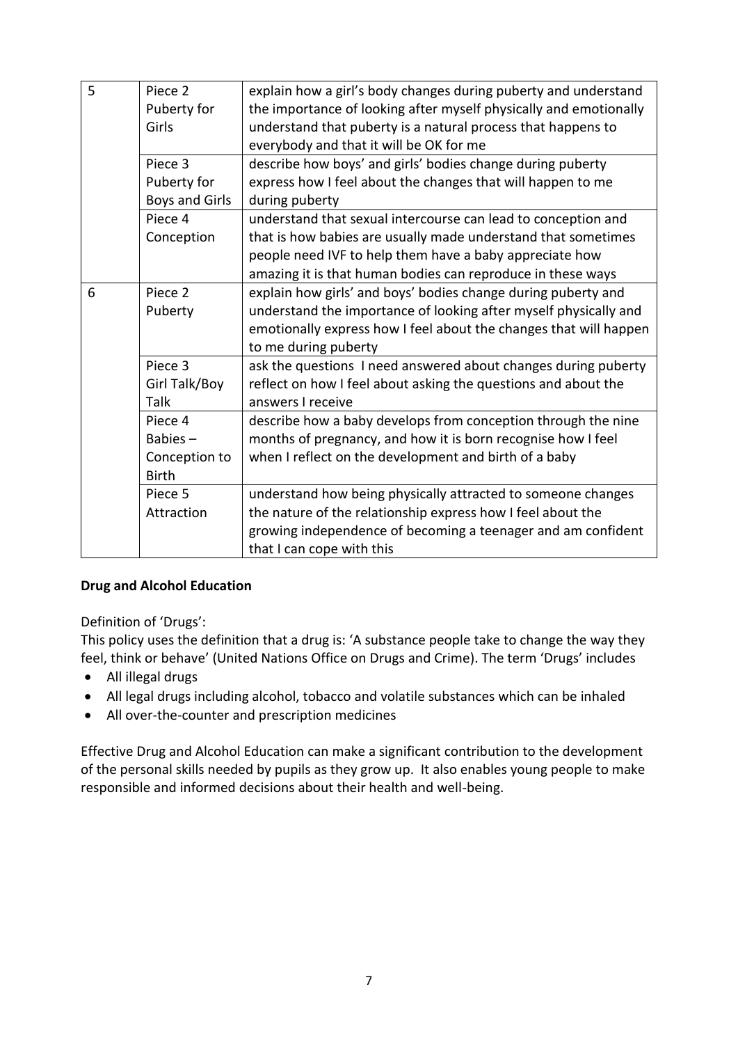| 5 | Piece 2 Puberty for Girls | explain how a girl's body changes during puberty and understand the importance of looking after myself physically and emotionally understand that puberty is a natural process that happens to everybody and that it will be OK for me |
|---|---|---|
| | Piece 3 Puberty for Boys and Girls | describe how boys' and girls' bodies change during puberty express how I feel about the changes that will happen to me during puberty |
| | Piece 4 Conception | understand that sexual intercourse can lead to conception and that is how babies are usually made understand that sometimes people need IVF to help them have a baby appreciate how amazing it is that human bodies can reproduce in these ways |
| 6 | Piece 2 Puberty | explain how girls' and boys' bodies change during puberty and understand the importance of looking after myself physically and emotionally express how I feel about the changes that will happen to me during puberty |
| | Piece 3 Girl Talk/Boy Talk | ask the questions I need answered about changes during puberty reflect on how I feel about asking the questions and about the answers I receive |
| | Piece 4 Babies – Conception to Birth | describe how a baby develops from conception through the nine months of pregnancy, and how it is born recognise how I feel when I reflect on the development and birth of a baby |
| | Piece 5 Attraction | understand how being physically attracted to someone changes the nature of the relationship express how I feel about the growing independence of becoming a teenager and am confident that I can cope with this |

**Drug and Alcohol Education**

Definition of 'Drugs':

This policy uses the definition that a drug is: 'A substance people take to change the way they feel, think or behave' (United Nations Office on Drugs and Crime). The term 'Drugs' includes

- All illegal drugs
- All legal drugs including alcohol, tobacco and volatile substances which can be inhaled
- All over-the-counter and prescription medicines

Effective Drug and Alcohol Education can make a significant contribution to the development of the personal skills needed by pupils as they grow up. It also enables young people to make responsible and informed decisions about their health and well-being.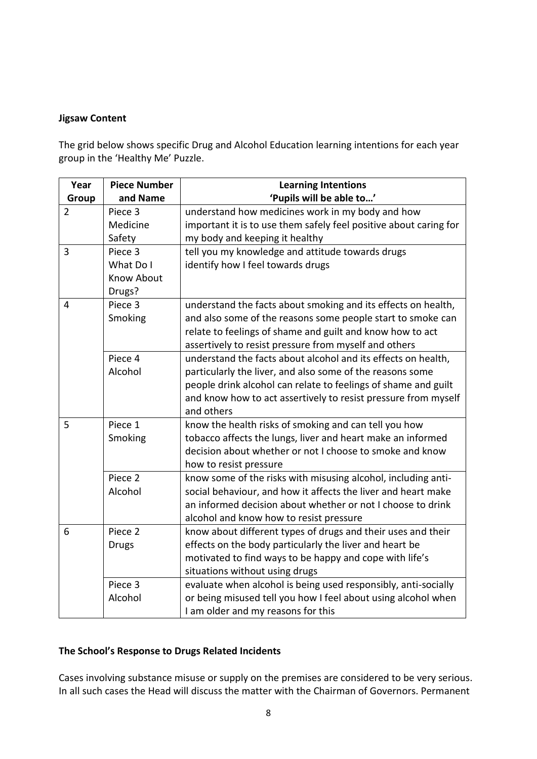**Jigsaw Content**

The grid below shows specific Drug and Alcohol Education learning intentions for each year group in the 'Healthy Me' Puzzle.

| Year Group | Piece Number and Name | Learning Intentions 'Pupils will be able to…' |
|---|---|---|
| 2 | Piece 3 Medicine Safety | understand how medicines work in my body and how important it is to use them safely feel positive about caring for my body and keeping it healthy |
| 3 | Piece 3 What Do I Know About Drugs? | tell you my knowledge and attitude towards drugs identify how I feel towards drugs |
| 4 | Piece 3 Smoking | understand the facts about smoking and its effects on health, and also some of the reasons some people start to smoke can relate to feelings of shame and guilt and know how to act assertively to resist pressure from myself and others |
| | Piece 4 Alcohol | understand the facts about alcohol and its effects on health, particularly the liver, and also some of the reasons some people drink alcohol can relate to feelings of shame and guilt and know how to act assertively to resist pressure from myself and others |
| 5 | Piece 1 Smoking | know the health risks of smoking and can tell you how tobacco affects the lungs, liver and heart make an informed decision about whether or not I choose to smoke and know how to resist pressure |
| | Piece 2 Alcohol | know some of the risks with misusing alcohol, including anti-social behaviour, and how it affects the liver and heart make an informed decision about whether or not I choose to drink alcohol and know how to resist pressure |
| 6 | Piece 2 Drugs | know about different types of drugs and their uses and their effects on the body particularly the liver and heart be motivated to find ways to be happy and cope with life's situations without using drugs |
| | Piece 3 Alcohol | evaluate when alcohol is being used responsibly, anti-socially or being misused tell you how I feel about using alcohol when I am older and my reasons for this |

**The School's Response to Drugs Related Incidents**

Cases involving substance misuse or supply on the premises are considered to be very serious. In all such cases the Head will discuss the matter with the Chairman of Governors. Permanent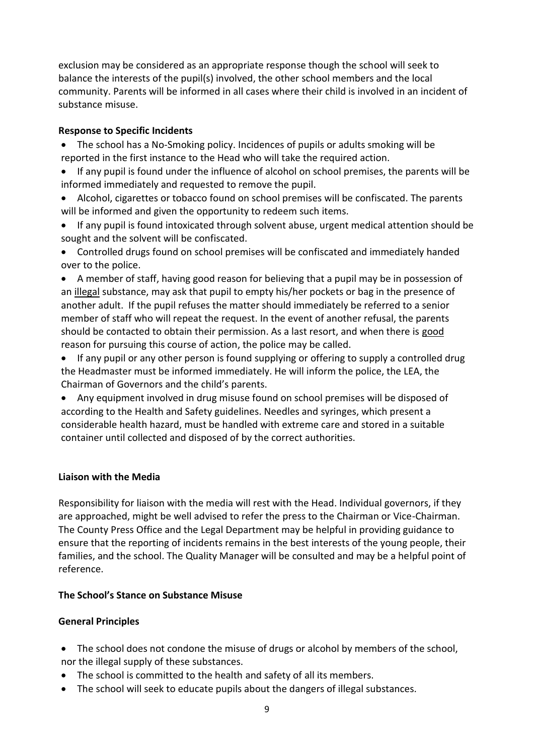exclusion may be considered as an appropriate response though the school will seek to balance the interests of the pupil(s) involved, the other school members and the local community. Parents will be informed in all cases where their child is involved in an incident of substance misuse.

**Response to Specific Incidents**

- The school has a No-Smoking policy. Incidences of pupils or adults smoking will be reported in the first instance to the Head who will take the required action.
- If any pupil is found under the influence of alcohol on school premises, the parents will be informed immediately and requested to remove the pupil.
- Alcohol, cigarettes or tobacco found on school premises will be confiscated. The parents will be informed and given the opportunity to redeem such items.
- If any pupil is found intoxicated through solvent abuse, urgent medical attention should be sought and the solvent will be confiscated.
- Controlled drugs found on school premises will be confiscated and immediately handed over to the police.
- A member of staff, having good reason for believing that a pupil may be in possession of an <u>illegal</u> substance, may ask that pupil to empty his/her pockets or bag in the presence of another adult. If the pupil refuses the matter should immediately be referred to a senior member of staff who will repeat the request. In the event of another refusal, the parents should be contacted to obtain their permission. As a last resort, and when there is <u>good</u> reason for pursuing this course of action, the police may be called.
- If any pupil or any other person is found supplying or offering to supply a controlled drug the Headmaster must be informed immediately. He will inform the police, the LEA, the Chairman of Governors and the child's parents.
- Any equipment involved in drug misuse found on school premises will be disposed of according to the Health and Safety guidelines. Needles and syringes, which present a considerable health hazard, must be handled with extreme care and stored in a suitable container until collected and disposed of by the correct authorities.

**Liaison with the Media**

Responsibility for liaison with the media will rest with the Head. Individual governors, if they are approached, might be well advised to refer the press to the Chairman or Vice-Chairman. The County Press Office and the Legal Department may be helpful in providing guidance to ensure that the reporting of incidents remains in the best interests of the young people, their families, and the school. The Quality Manager will be consulted and may be a helpful point of reference.

**The School's Stance on Substance Misuse**

**General Principles**

- The school does not condone the misuse of drugs or alcohol by members of the school, nor the illegal supply of these substances.
- The school is committed to the health and safety of all its members.
- The school will seek to educate pupils about the dangers of illegal substances.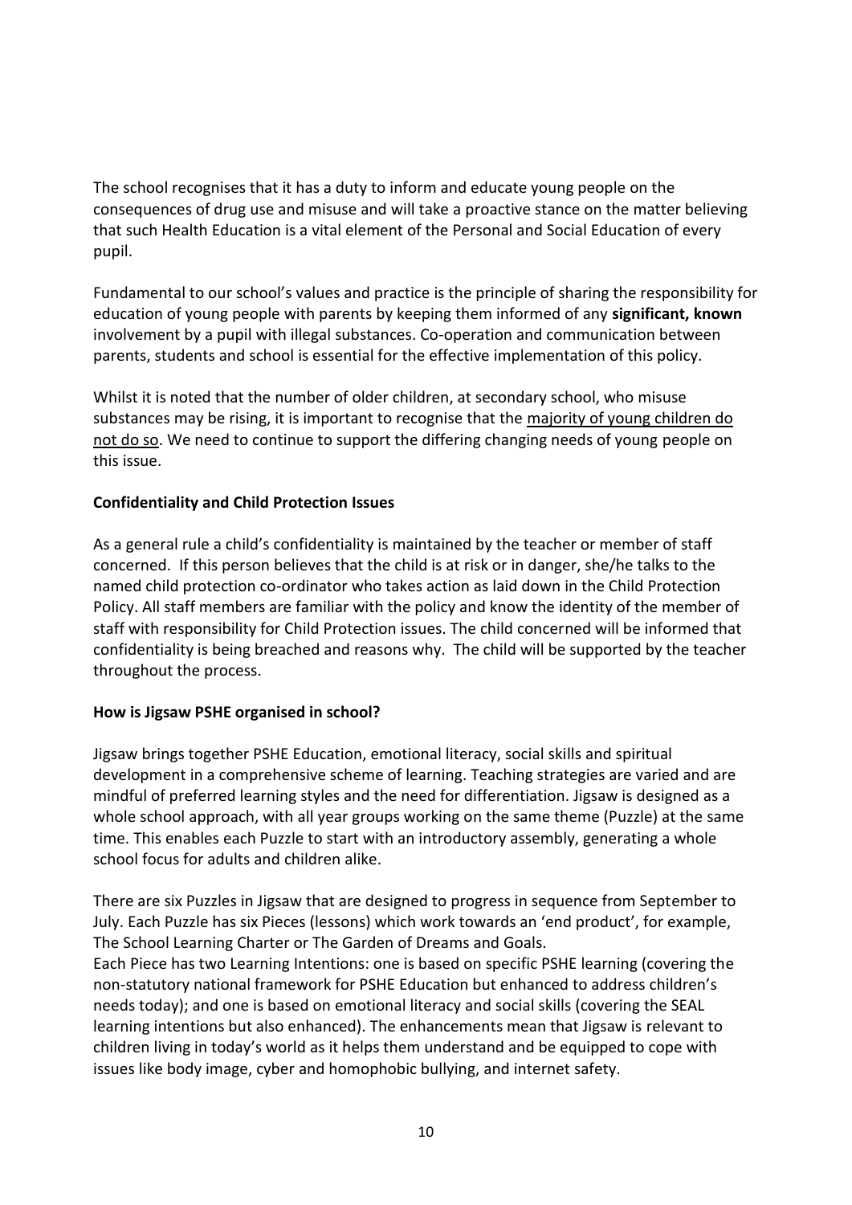The school recognises that it has a duty to inform and educate young people on the consequences of drug use and misuse and will take a proactive stance on the matter believing that such Health Education is a vital element of the Personal and Social Education of every pupil.

Fundamental to our school's values and practice is the principle of sharing the responsibility for education of young people with parents by keeping them informed of any **significant, known** involvement by a pupil with illegal substances. Co-operation and communication between parents, students and school is essential for the effective implementation of this policy.

Whilst it is noted that the number of older children, at secondary school, who misuse substances may be rising, it is important to recognise that the majority of young children do not do so. We need to continue to support the differing changing needs of young people on this issue.

**Confidentiality and Child Protection Issues**

As a general rule a child's confidentiality is maintained by the teacher or member of staff concerned. If this person believes that the child is at risk or in danger, she/he talks to the named child protection co-ordinator who takes action as laid down in the Child Protection Policy. All staff members are familiar with the policy and know the identity of the member of staff with responsibility for Child Protection issues. The child concerned will be informed that confidentiality is being breached and reasons why. The child will be supported by the teacher throughout the process.

**How is Jigsaw PSHE organised in school?**

Jigsaw brings together PSHE Education, emotional literacy, social skills and spiritual development in a comprehensive scheme of learning. Teaching strategies are varied and are mindful of preferred learning styles and the need for differentiation. Jigsaw is designed as a whole school approach, with all year groups working on the same theme (Puzzle) at the same time. This enables each Puzzle to start with an introductory assembly, generating a whole school focus for adults and children alike.

There are six Puzzles in Jigsaw that are designed to progress in sequence from September to July. Each Puzzle has six Pieces (lessons) which work towards an 'end product', for example, The School Learning Charter or The Garden of Dreams and Goals.
Each Piece has two Learning Intentions: one is based on specific PSHE learning (covering the non-statutory national framework for PSHE Education but enhanced to address children's needs today); and one is based on emotional literacy and social skills (covering the SEAL learning intentions but also enhanced). The enhancements mean that Jigsaw is relevant to children living in today's world as it helps them understand and be equipped to cope with issues like body image, cyber and homophobic bullying, and internet safety.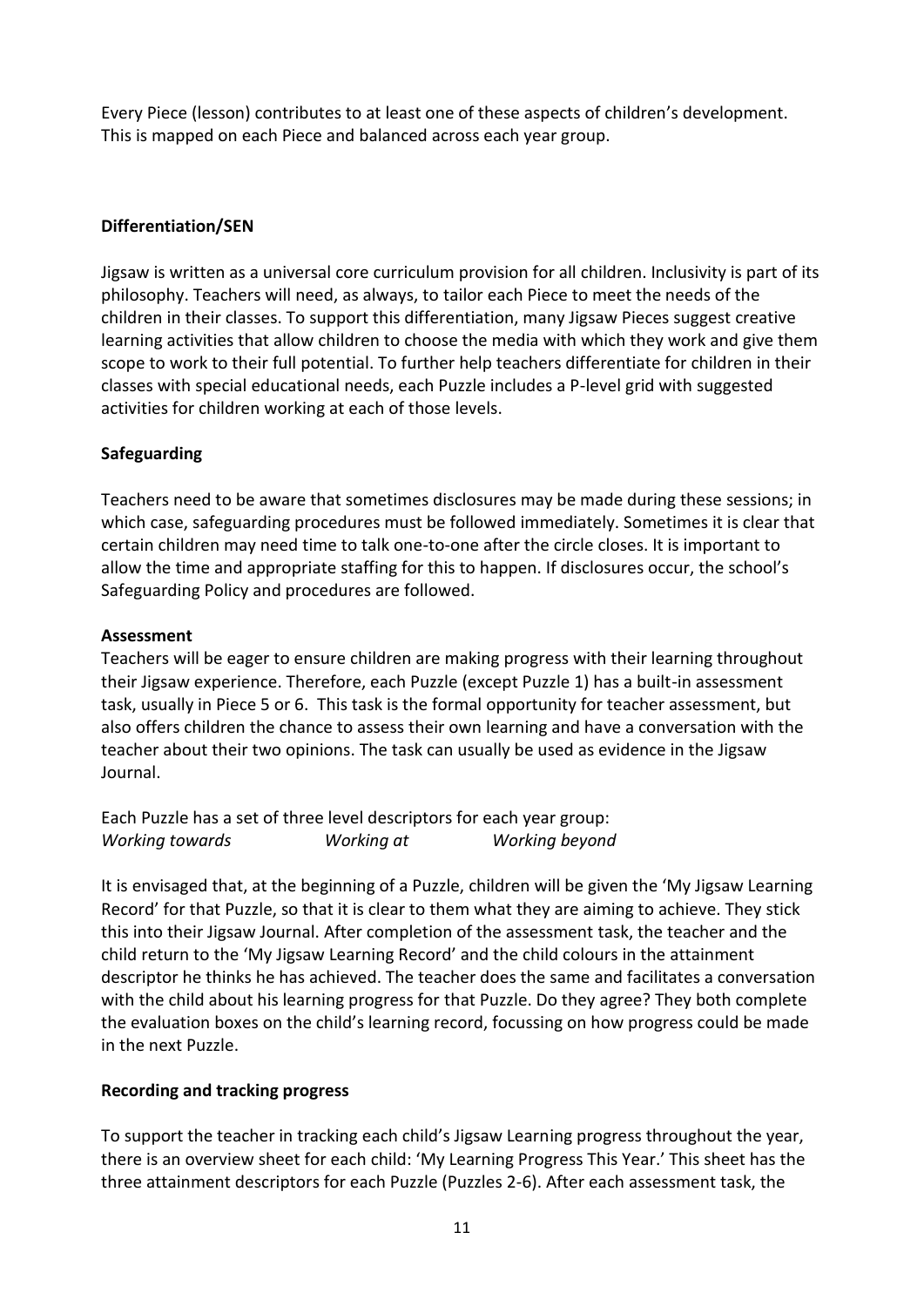Every Piece (lesson) contributes to at least one of these aspects of children's development. This is mapped on each Piece and balanced across each year group.

## Differentiation/SEN

Jigsaw is written as a universal core curriculum provision for all children. Inclusivity is part of its philosophy. Teachers will need, as always, to tailor each Piece to meet the needs of the children in their classes. To support this differentiation, many Jigsaw Pieces suggest creative learning activities that allow children to choose the media with which they work and give them scope to work to their full potential. To further help teachers differentiate for children in their classes with special educational needs, each Puzzle includes a P-level grid with suggested activities for children working at each of those levels.

## Safeguarding

Teachers need to be aware that sometimes disclosures may be made during these sessions; in which case, safeguarding procedures must be followed immediately. Sometimes it is clear that certain children may need time to talk one-to-one after the circle closes. It is important to allow the time and appropriate staffing for this to happen. If disclosures occur, the school's Safeguarding Policy and procedures are followed.

## Assessment

Teachers will be eager to ensure children are making progress with their learning throughout their Jigsaw experience. Therefore, each Puzzle (except Puzzle 1) has a built-in assessment task, usually in Piece 5 or 6. This task is the formal opportunity for teacher assessment, but also offers children the chance to assess their own learning and have a conversation with the teacher about their two opinions. The task can usually be used as evidence in the Jigsaw Journal.

Each Puzzle has a set of three level descriptors for each year group:
*Working towards* *Working at* *Working beyond*

It is envisaged that, at the beginning of a Puzzle, children will be given the 'My Jigsaw Learning Record' for that Puzzle, so that it is clear to them what they are aiming to achieve. They stick this into their Jigsaw Journal. After completion of the assessment task, the teacher and the child return to the 'My Jigsaw Learning Record' and the child colours in the attainment descriptor he thinks he has achieved. The teacher does the same and facilitates a conversation with the child about his learning progress for that Puzzle. Do they agree? They both complete the evaluation boxes on the child's learning record, focussing on how progress could be made in the next Puzzle.

## Recording and tracking progress

To support the teacher in tracking each child's Jigsaw Learning progress throughout the year, there is an overview sheet for each child: 'My Learning Progress This Year.' This sheet has the three attainment descriptors for each Puzzle (Puzzles 2-6). After each assessment task, the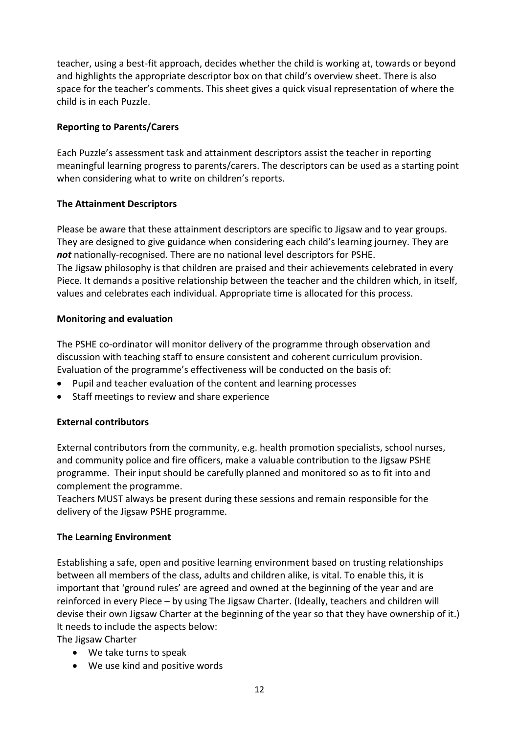teacher, using a best-fit approach, decides whether the child is working at, towards or beyond and highlights the appropriate descriptor box on that child's overview sheet. There is also space for the teacher's comments. This sheet gives a quick visual representation of where the child is in each Puzzle.

**Reporting to Parents/Carers**

Each Puzzle's assessment task and attainment descriptors assist the teacher in reporting meaningful learning progress to parents/carers. The descriptors can be used as a starting point when considering what to write on children's reports.

**The Attainment Descriptors**

Please be aware that these attainment descriptors are specific to Jigsaw and to year groups. They are designed to give guidance when considering each child's learning journey. They are ***not*** nationally-recognised. There are no national level descriptors for PSHE.
The Jigsaw philosophy is that children are praised and their achievements celebrated in every Piece. It demands a positive relationship between the teacher and the children which, in itself, values and celebrates each individual. Appropriate time is allocated for this process.

**Monitoring and evaluation**

The PSHE co-ordinator will monitor delivery of the programme through observation and discussion with teaching staff to ensure consistent and coherent curriculum provision.
Evaluation of the programme's effectiveness will be conducted on the basis of:

- Pupil and teacher evaluation of the content and learning processes
- Staff meetings to review and share experience

**External contributors**

External contributors from the community, e.g. health promotion specialists, school nurses, and community police and fire officers, make a valuable contribution to the Jigsaw PSHE programme. Their input should be carefully planned and monitored so as to fit into and complement the programme.
Teachers MUST always be present during these sessions and remain responsible for the delivery of the Jigsaw PSHE programme.

**The Learning Environment**

Establishing a safe, open and positive learning environment based on trusting relationships between all members of the class, adults and children alike, is vital. To enable this, it is important that 'ground rules' are agreed and owned at the beginning of the year and are reinforced in every Piece – by using The Jigsaw Charter. (Ideally, teachers and children will devise their own Jigsaw Charter at the beginning of the year so that they have ownership of it.) It needs to include the aspects below:
The Jigsaw Charter

- We take turns to speak
- We use kind and positive words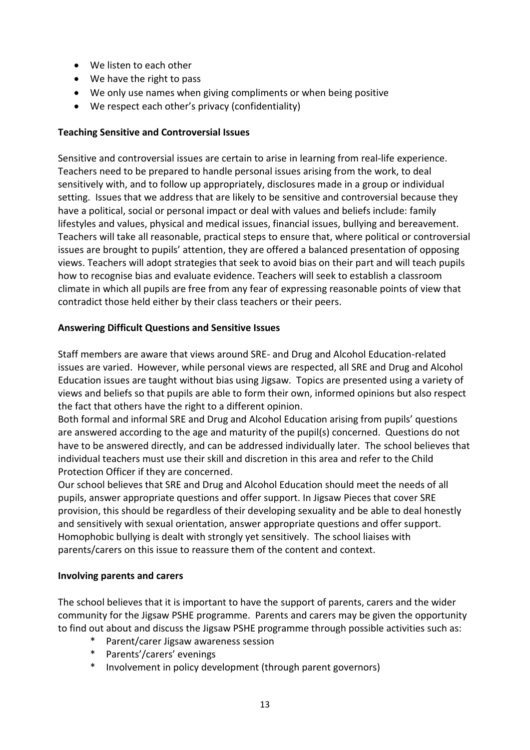- We listen to each other
- We have the right to pass
- We only use names when giving compliments or when being positive
- We respect each other's privacy (confidentiality)

**Teaching Sensitive and Controversial Issues**

Sensitive and controversial issues are certain to arise in learning from real-life experience. Teachers need to be prepared to handle personal issues arising from the work, to deal sensitively with, and to follow up appropriately, disclosures made in a group or individual setting. Issues that we address that are likely to be sensitive and controversial because they have a political, social or personal impact or deal with values and beliefs include: family lifestyles and values, physical and medical issues, financial issues, bullying and bereavement. Teachers will take all reasonable, practical steps to ensure that, where political or controversial issues are brought to pupils' attention, they are offered a balanced presentation of opposing views. Teachers will adopt strategies that seek to avoid bias on their part and will teach pupils how to recognise bias and evaluate evidence. Teachers will seek to establish a classroom climate in which all pupils are free from any fear of expressing reasonable points of view that contradict those held either by their class teachers or their peers.

**Answering Difficult Questions and Sensitive Issues**

Staff members are aware that views around SRE- and Drug and Alcohol Education-related issues are varied. However, while personal views are respected, all SRE and Drug and Alcohol Education issues are taught without bias using Jigsaw. Topics are presented using a variety of views and beliefs so that pupils are able to form their own, informed opinions but also respect the fact that others have the right to a different opinion.

Both formal and informal SRE and Drug and Alcohol Education arising from pupils' questions are answered according to the age and maturity of the pupil(s) concerned. Questions do not have to be answered directly, and can be addressed individually later. The school believes that individual teachers must use their skill and discretion in this area and refer to the Child Protection Officer if they are concerned.

Our school believes that SRE and Drug and Alcohol Education should meet the needs of all pupils, answer appropriate questions and offer support. In Jigsaw Pieces that cover SRE provision, this should be regardless of their developing sexuality and be able to deal honestly and sensitively with sexual orientation, answer appropriate questions and offer support. Homophobic bullying is dealt with strongly yet sensitively. The school liaises with parents/carers on this issue to reassure them of the content and context.

**Involving parents and carers**

The school believes that it is important to have the support of parents, carers and the wider community for the Jigsaw PSHE programme. Parents and carers may be given the opportunity to find out about and discuss the Jigsaw PSHE programme through possible activities such as:

* Parent/carer Jigsaw awareness session
* Parents'/carers' evenings
* Involvement in policy development (through parent governors)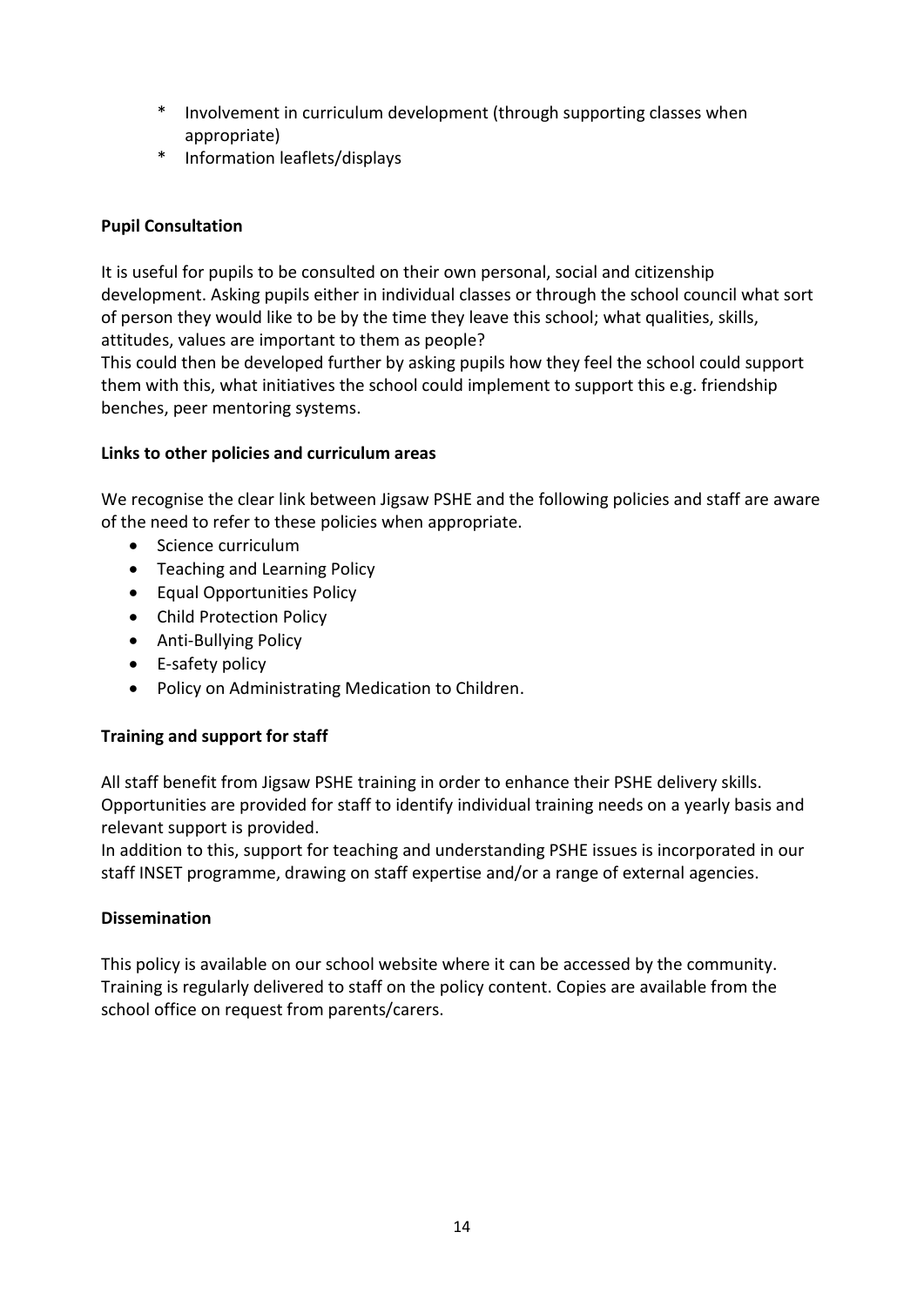* Involvement in curriculum development (through supporting classes when appropriate)
* Information leaflets/displays

**Pupil Consultation**

It is useful for pupils to be consulted on their own personal, social and citizenship development. Asking pupils either in individual classes or through the school council what sort of person they would like to be by the time they leave this school; what qualities, skills, attitudes, values are important to them as people?
This could then be developed further by asking pupils how they feel the school could support them with this, what initiatives the school could implement to support this e.g. friendship benches, peer mentoring systems.

**Links to other policies and curriculum areas**

We recognise the clear link between Jigsaw PSHE and the following policies and staff are aware of the need to refer to these policies when appropriate.

- Science curriculum
- Teaching and Learning Policy
- Equal Opportunities Policy
- Child Protection Policy
- Anti-Bullying Policy
- E-safety policy
- Policy on Administrating Medication to Children.

**Training and support for staff**

All staff benefit from Jigsaw PSHE training in order to enhance their PSHE delivery skills. Opportunities are provided for staff to identify individual training needs on a yearly basis and relevant support is provided.
In addition to this, support for teaching and understanding PSHE issues is incorporated in our staff INSET programme, drawing on staff expertise and/or a range of external agencies.

**Dissemination**

This policy is available on our school website where it can be accessed by the community. Training is regularly delivered to staff on the policy content. Copies are available from the school office on request from parents/carers.